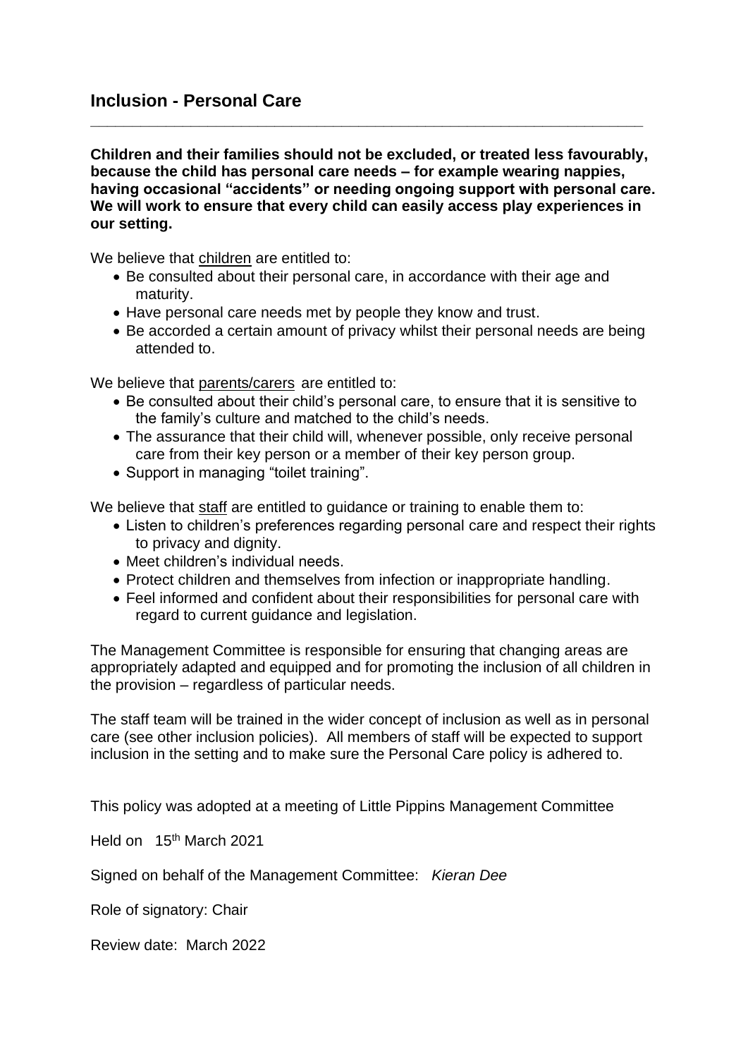## Inclusion - Personal Care

---

**Children and their families should not be excluded, or treated less favourably, because the child has personal care needs – for example wearing nappies, having occasional "accidents" or needing ongoing support with personal care. We will work to ensure that every child can easily access play experiences in our setting.**

We believe that <u>children</u> are entitled to:

- Be consulted about their personal care, in accordance with their age and maturity.
- Have personal care needs met by people they know and trust.
- Be accorded a certain amount of privacy whilst their personal needs are being attended to.

We believe that <u>parents/carers</u> are entitled to:

- Be consulted about their child's personal care, to ensure that it is sensitive to the family's culture and matched to the child's needs.
- The assurance that their child will, whenever possible, only receive personal care from their key person or a member of their key person group.
- Support in managing "toilet training".

We believe that <u>staff</u> are entitled to guidance or training to enable them to:

- Listen to children's preferences regarding personal care and respect their rights to privacy and dignity.
- Meet children's individual needs.
- Protect children and themselves from infection or inappropriate handling.
- Feel informed and confident about their responsibilities for personal care with regard to current guidance and legislation.

The Management Committee is responsible for ensuring that changing areas are appropriately adapted and equipped and for promoting the inclusion of all children in the provision – regardless of particular needs.

The staff team will be trained in the wider concept of inclusion as well as in personal care (see other inclusion policies). All members of staff will be expected to support inclusion in the setting and to make sure the Personal Care policy is adhered to.

This policy was adopted at a meeting of Little Pippins Management Committee

Held on 15th March 2021

Signed on behalf of the Management Committee: *Kieran Dee*

Role of signatory: Chair

Review date: March 2022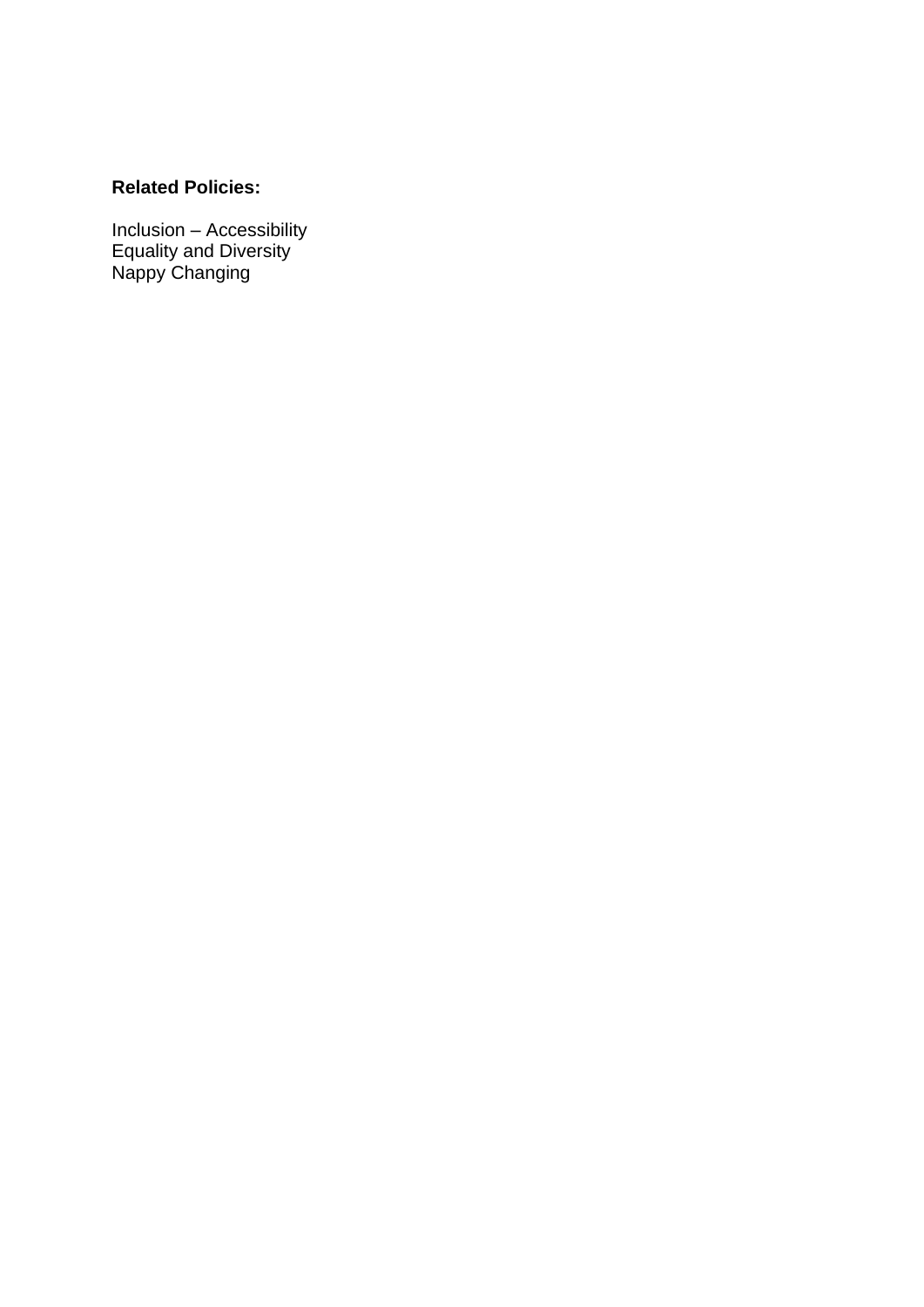**Related Policies:**

Inclusion – Accessibility
Equality and Diversity
Nappy Changing